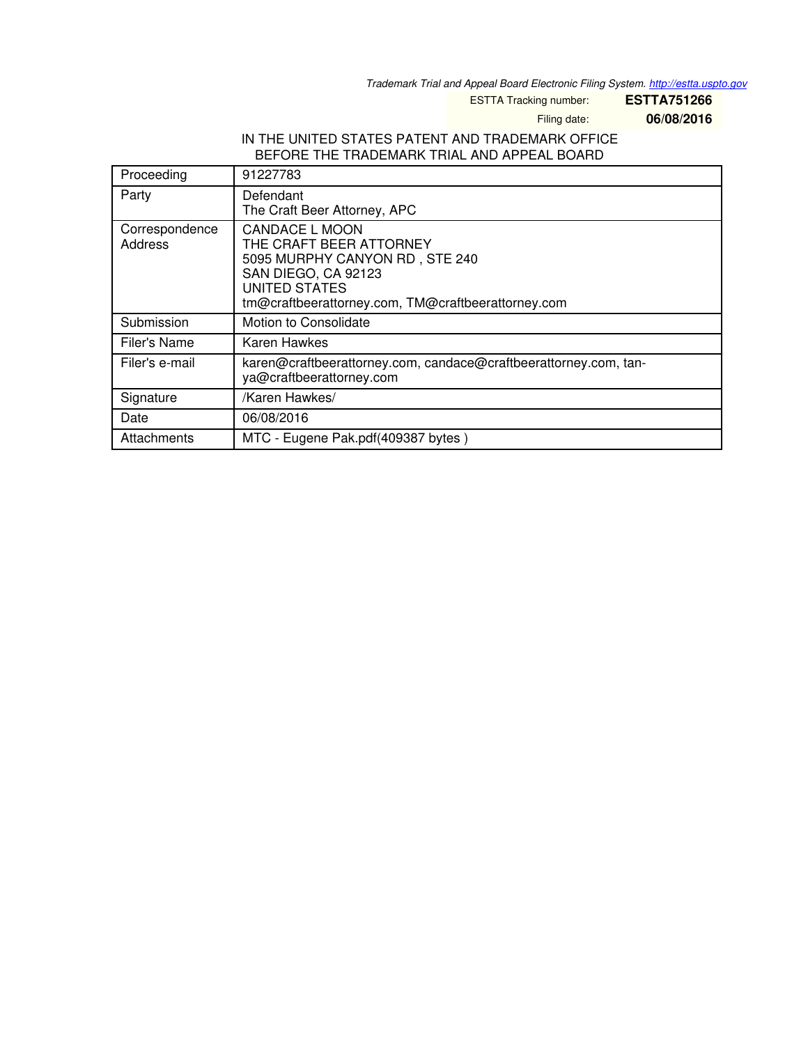Trademark Trial and Appeal Board Electronic Filing System. http://estta.uspto.gov

ESTTA Tracking number: **ESTTA751266**

Filing date: **06/08/2016**

IN THE UNITED STATES PATENT AND TRADEMARK OFFICE
BEFORE THE TRADEMARK TRIAL AND APPEAL BOARD

| Proceeding | 91227783 |
|---|---|
| Party | Defendant<br>The Craft Beer Attorney, APC |
| Correspondence Address | CANDACE L MOON<br>THE CRAFT BEER ATTORNEY<br>5095 MURPHY CANYON RD , STE 240<br>SAN DIEGO, CA 92123<br>UNITED STATES<br>tm@craftbeerattorney.com, TM@craftbeerattorney.com |
| Submission | Motion to Consolidate |
| Filer's Name | Karen Hawkes |
| Filer's e-mail | karen@craftbeerattorney.com, candace@craftbeerattorney.com, tanya@craftbeerattorney.com |
| Signature | /Karen Hawkes/ |
| Date | 06/08/2016 |
| Attachments | MTC - Eugene Pak.pdf(409387 bytes ) |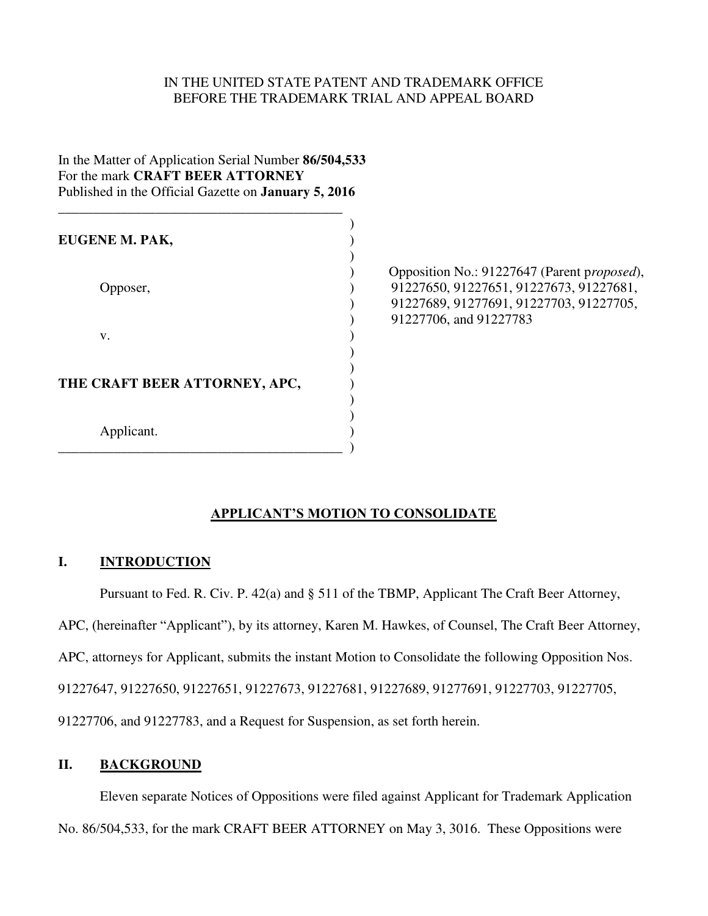IN THE UNITED STATE PATENT AND TRADEMARK OFFICE
BEFORE THE TRADEMARK TRIAL AND APPEAL BOARD

In the Matter of Application Serial Number **86/504,533**
For the mark **CRAFT BEER ATTORNEY**
Published in the Official Gazette on **January 5, 2016**

| | |
|---|---|
| **EUGENE M. PAK,** | |
| Opposer, | Opposition No.: 91227647 (Parent p*roposed*), 91227650, 91227651, 91227673, 91227681, 91227689, 91277691, 91227703, 91227705, 91227706, and 91227783 |
| v. | |
| **THE CRAFT BEER ATTORNEY, APC,** | |
| Applicant. | |

## APPLICANT'S MOTION TO CONSOLIDATE

### I. INTRODUCTION

Pursuant to Fed. R. Civ. P. 42(a) and § 511 of the TBMP, Applicant The Craft Beer Attorney, APC, (hereinafter "Applicant"), by its attorney, Karen M. Hawkes, of Counsel, The Craft Beer Attorney, APC, attorneys for Applicant, submits the instant Motion to Consolidate the following Opposition Nos. 91227647, 91227650, 91227651, 91227673, 91227681, 91227689, 91277691, 91227703, 91227705, 91227706, and 91227783, and a Request for Suspension, as set forth herein.

### II. BACKGROUND

Eleven separate Notices of Oppositions were filed against Applicant for Trademark Application No. 86/504,533, for the mark CRAFT BEER ATTORNEY on May 3, 3016. These Oppositions were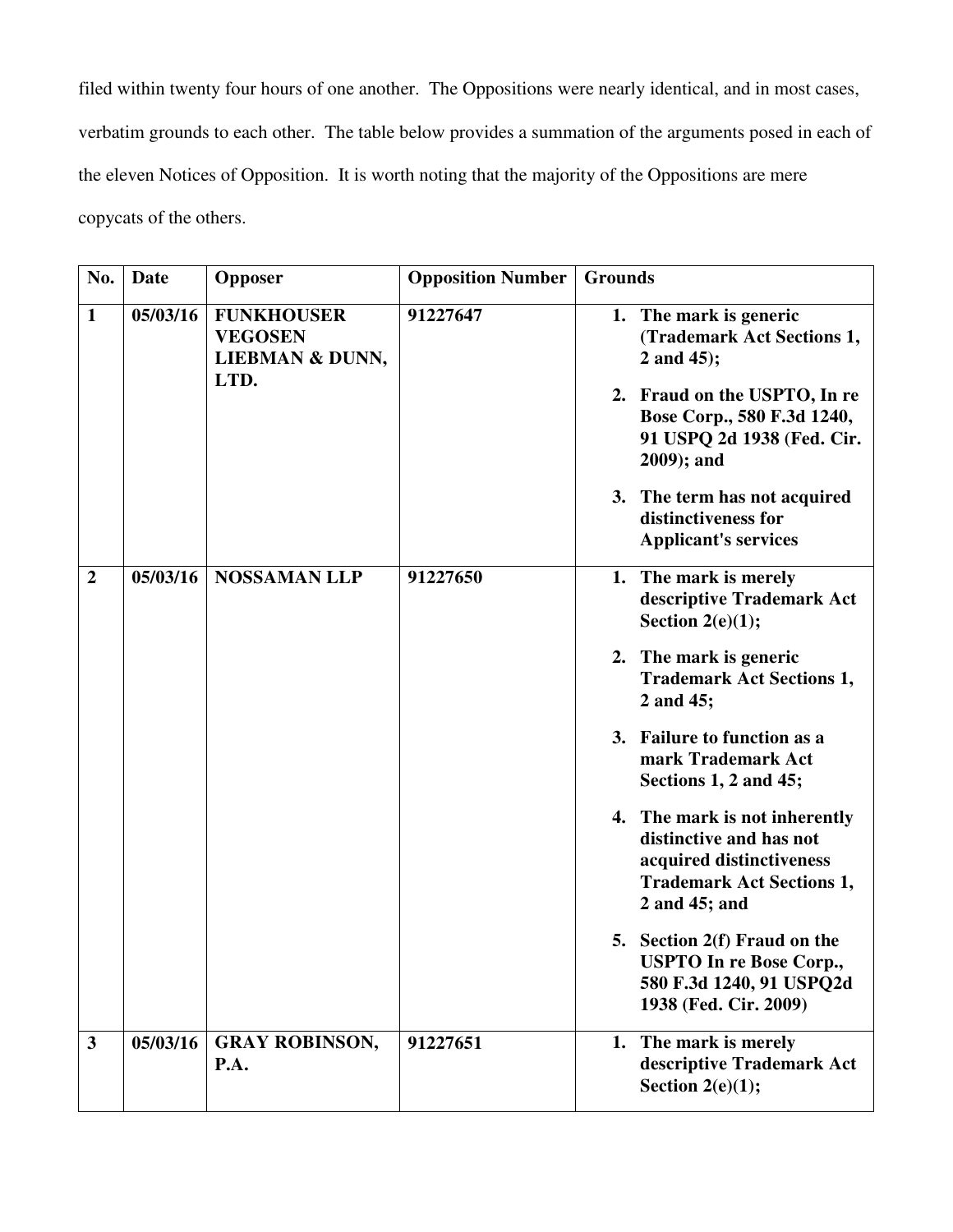filed within twenty four hours of one another. The Oppositions were nearly identical, and in most cases, verbatim grounds to each other. The table below provides a summation of the arguments posed in each of the eleven Notices of Opposition. It is worth noting that the majority of the Oppositions are mere copycats of the others.

| No. | Date | Opposer | Opposition Number | Grounds |
|---|---|---|---|---|
| **1** | **05/03/16** | **FUNKHOUSER VEGOSEN LIEBMAN & DUNN, LTD.** | **91227647** | **1. The mark is generic (Trademark Act Sections 1, 2 and 45);**<br>**2. Fraud on the USPTO, In re Bose Corp., 580 F.3d 1240, 91 USPQ 2d 1938 (Fed. Cir. 2009); and**<br>**3. The term has not acquired distinctiveness for Applicant's services** |
| **2** | **05/03/16** | **NOSSAMAN LLP** | **91227650** | **1. The mark is merely descriptive Trademark Act Section 2(e)(1);**<br>**2. The mark is generic Trademark Act Sections 1, 2 and 45;**<br>**3. Failure to function as a mark Trademark Act Sections 1, 2 and 45;**<br>**4. The mark is not inherently distinctive and has not acquired distinctiveness Trademark Act Sections 1, 2 and 45; and**<br>**5. Section 2(f) Fraud on the USPTO In re Bose Corp., 580 F.3d 1240, 91 USPQ2d 1938 (Fed. Cir. 2009)** |
| **3** | **05/03/16** | **GRAY ROBINSON, P.A.** | **91227651** | **1. The mark is merely descriptive Trademark Act Section 2(e)(1);** |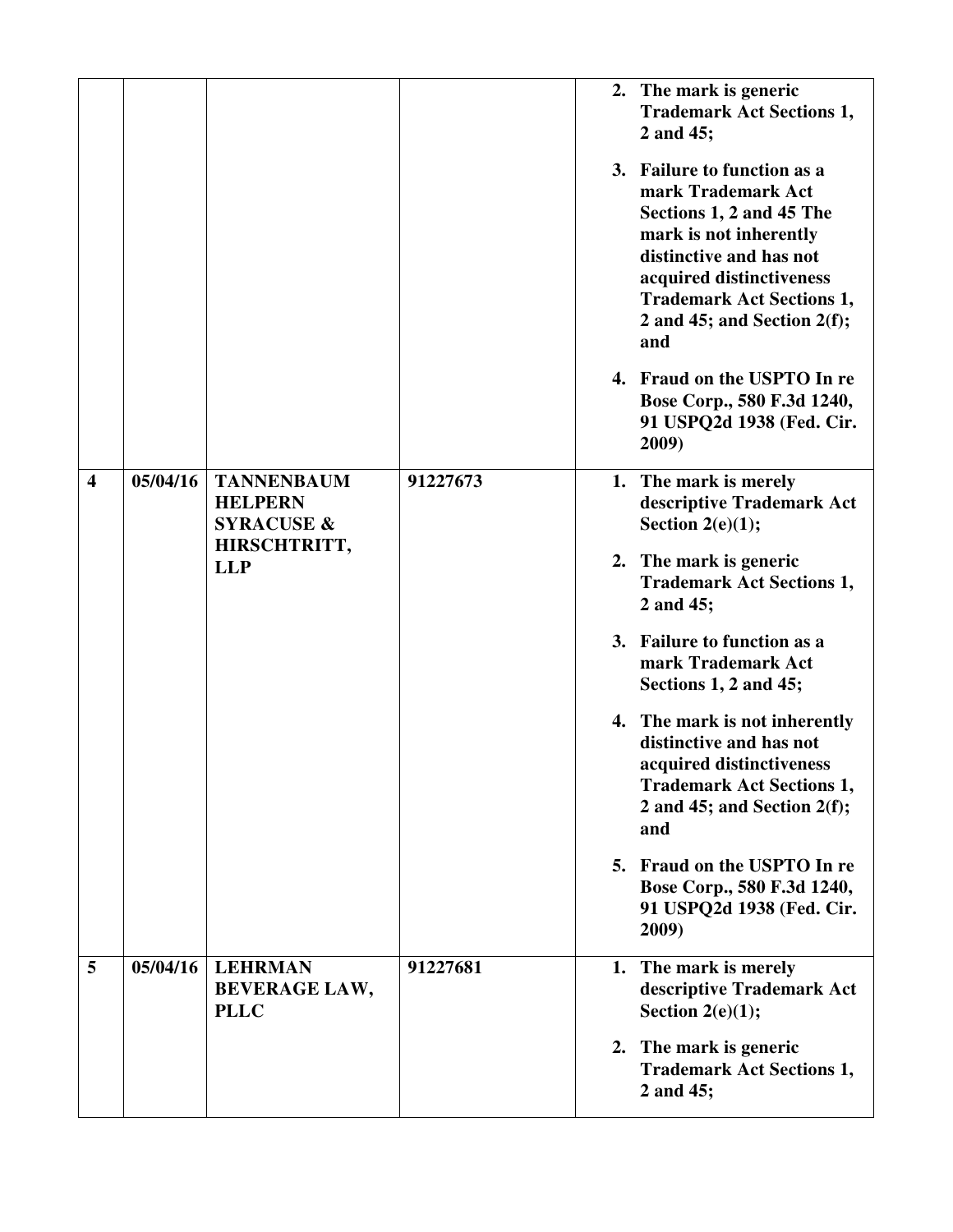| | | | | |
|---|---|---|---|---|
| | | | | **2. The mark is generic Trademark Act Sections 1, 2 and 45;**<br><br>**3. Failure to function as a mark Trademark Act Sections 1, 2 and 45 The mark is not inherently distinctive and has not acquired distinctiveness Trademark Act Sections 1, 2 and 45; and Section 2(f); and**<br><br>**4. Fraud on the USPTO In re Bose Corp., 580 F.3d 1240, 91 USPQ2d 1938 (Fed. Cir. 2009)** |
| **4** | **05/04/16** | **TANNENBAUM HELPERN SYRACUSE & HIRSCHTRITT, LLP** | **91227673** | **1. The mark is merely descriptive Trademark Act Section 2(e)(1);**<br><br>**2. The mark is generic Trademark Act Sections 1, 2 and 45;**<br><br>**3. Failure to function as a mark Trademark Act Sections 1, 2 and 45;**<br><br>**4. The mark is not inherently distinctive and has not acquired distinctiveness Trademark Act Sections 1, 2 and 45; and Section 2(f); and**<br><br>**5. Fraud on the USPTO In re Bose Corp., 580 F.3d 1240, 91 USPQ2d 1938 (Fed. Cir. 2009)** |
| **5** | **05/04/16** | **LEHRMAN BEVERAGE LAW, PLLC** | **91227681** | **1. The mark is merely descriptive Trademark Act Section 2(e)(1);**<br><br>**2. The mark is generic Trademark Act Sections 1, 2 and 45;** |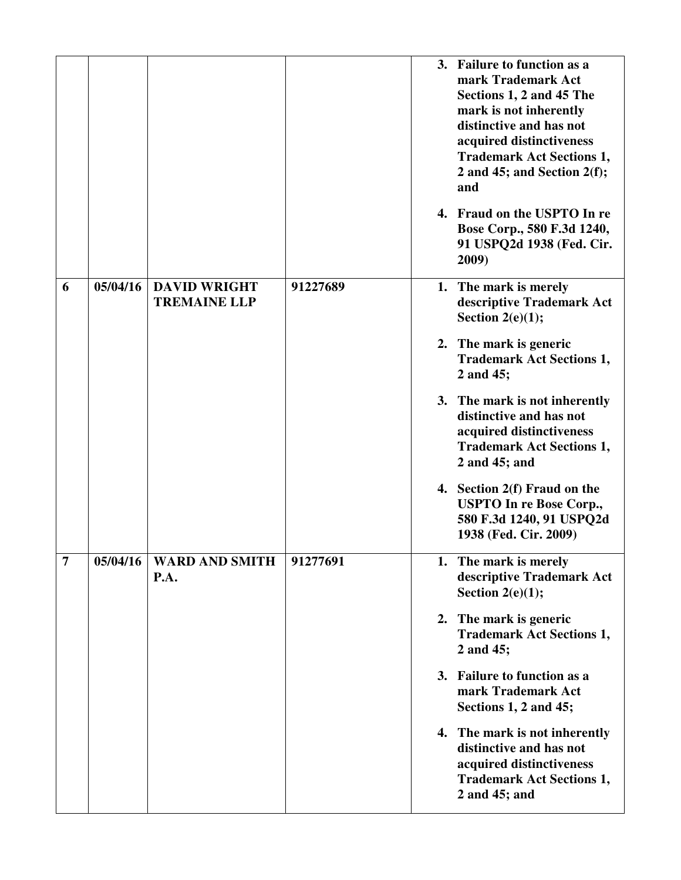| | | | | |
|---|---|---|---|---|
| | | | | 3. **Failure to function as a mark Trademark Act Sections 1, 2 and 45 The mark is not inherently distinctive and has not acquired distinctiveness Trademark Act Sections 1, 2 and 45; and Section 2(f); and**<br><br>4. **Fraud on the USPTO In re Bose Corp., 580 F.3d 1240, 91 USPQ2d 1938 (Fed. Cir. 2009)** |
| **6** | **05/04/16** | **DAVID WRIGHT TREMAINE LLP** | **91227689** | 1. **The mark is merely descriptive Trademark Act Section 2(e)(1);**<br><br>2. **The mark is generic Trademark Act Sections 1, 2 and 45;**<br><br>3. **The mark is not inherently distinctive and has not acquired distinctiveness Trademark Act Sections 1, 2 and 45; and**<br><br>4. **Section 2(f) Fraud on the USPTO In re Bose Corp., 580 F.3d 1240, 91 USPQ2d 1938 (Fed. Cir. 2009)** |
| **7** | **05/04/16** | **WARD AND SMITH P.A.** | **91277691** | 1. **The mark is merely descriptive Trademark Act Section 2(e)(1);**<br><br>2. **The mark is generic Trademark Act Sections 1, 2 and 45;**<br><br>3. **Failure to function as a mark Trademark Act Sections 1, 2 and 45;**<br><br>4. **The mark is not inherently distinctive and has not acquired distinctiveness Trademark Act Sections 1, 2 and 45; and** |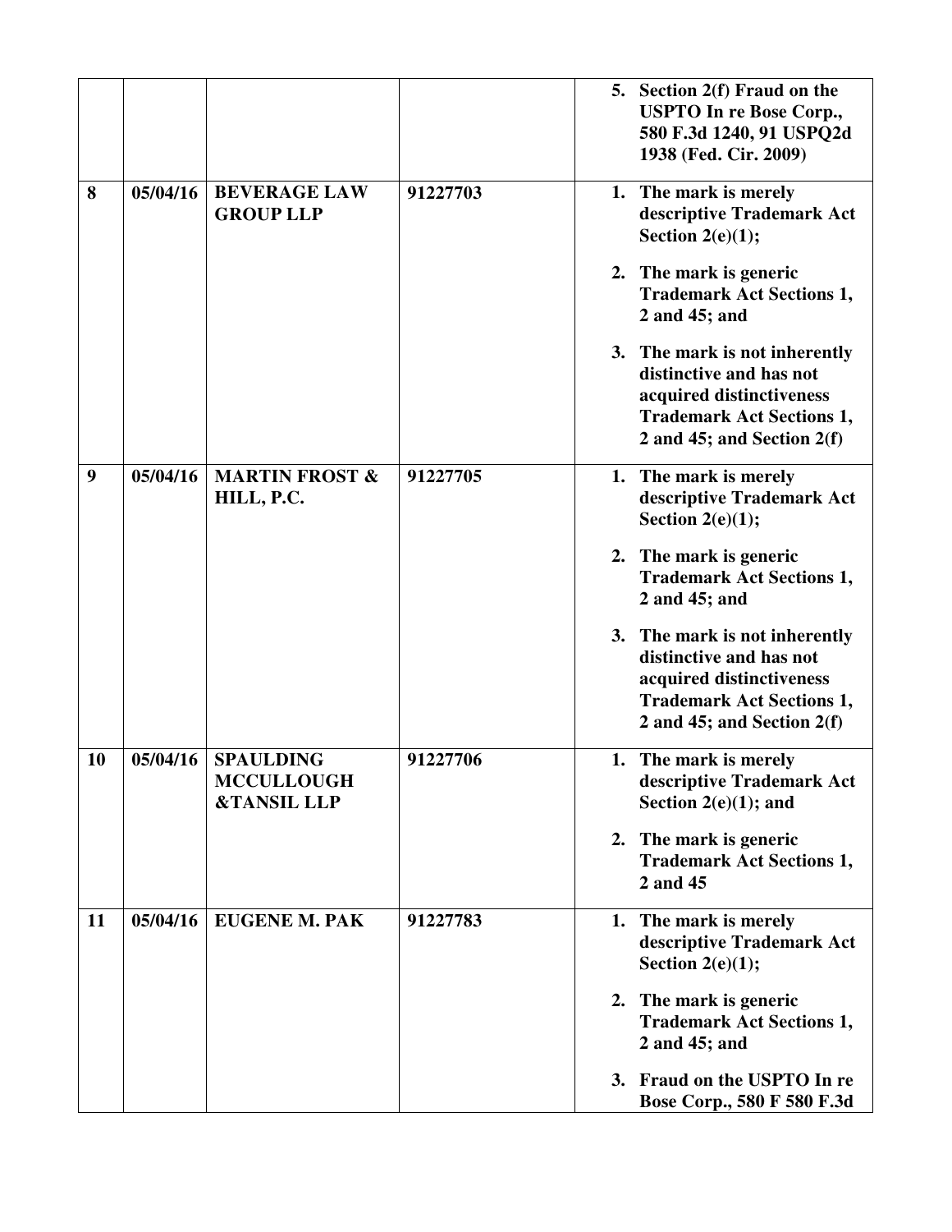| | | | | |
|---|---|---|---|---|
| | | | | **5. Section 2(f) Fraud on the USPTO In re Bose Corp., 580 F.3d 1240, 91 USPQ2d 1938 (Fed. Cir. 2009)** |
| **8** | **05/04/16** | **BEVERAGE LAW GROUP LLP** | **91227703** | **1. The mark is merely descriptive Trademark Act Section 2(e)(1);**<br><br>**2. The mark is generic Trademark Act Sections 1, 2 and 45; and**<br><br>**3. The mark is not inherently distinctive and has not acquired distinctiveness Trademark Act Sections 1, 2 and 45; and Section 2(f)** |
| **9** | **05/04/16** | **MARTIN FROST & HILL, P.C.** | **91227705** | **1. The mark is merely descriptive Trademark Act Section 2(e)(1);**<br><br>**2. The mark is generic Trademark Act Sections 1, 2 and 45; and**<br><br>**3. The mark is not inherently distinctive and has not acquired distinctiveness Trademark Act Sections 1, 2 and 45; and Section 2(f)** |
| **10** | **05/04/16** | **SPAULDING MCCULLOUGH &TANSIL LLP** | **91227706** | **1. The mark is merely descriptive Trademark Act Section 2(e)(1); and**<br><br>**2. The mark is generic Trademark Act Sections 1, 2 and 45** |
| **11** | **05/04/16** | **EUGENE M. PAK** | **91227783** | **1. The mark is merely descriptive Trademark Act Section 2(e)(1);**<br><br>**2. The mark is generic Trademark Act Sections 1, 2 and 45; and**<br><br>**3. Fraud on the USPTO In re Bose Corp., 580 F 580 F.3d** |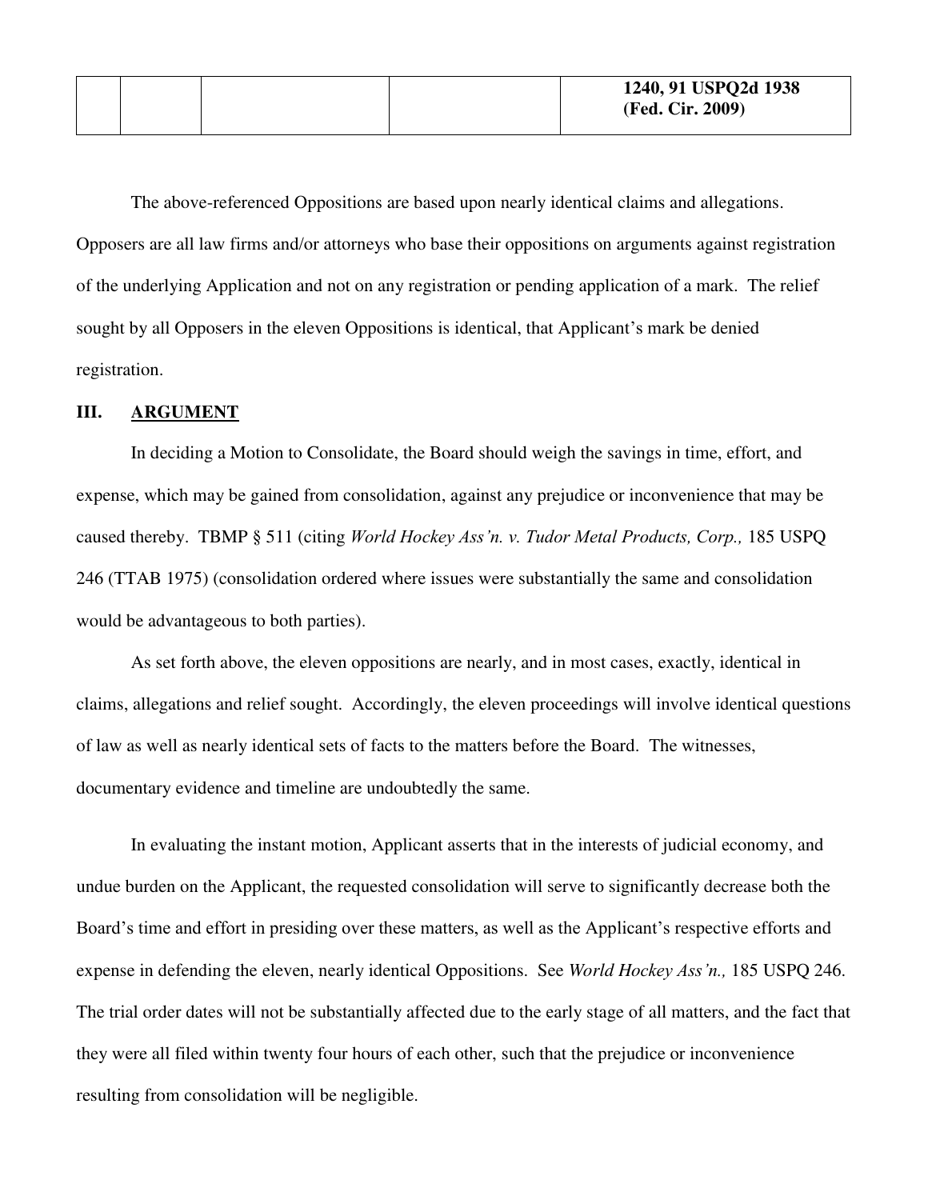| | | | | **1240, 91 USPQ2d 1938 (Fed. Cir. 2009)** |
|---|---|---|---|---|

The above-referenced Oppositions are based upon nearly identical claims and allegations. Opposers are all law firms and/or attorneys who base their oppositions on arguments against registration of the underlying Application and not on any registration or pending application of a mark. The relief sought by all Opposers in the eleven Oppositions is identical, that Applicant's mark be denied registration.

## III. ARGUMENT

In deciding a Motion to Consolidate, the Board should weigh the savings in time, effort, and expense, which may be gained from consolidation, against any prejudice or inconvenience that may be caused thereby. TBMP § 511 (citing *World Hockey Ass'n. v. Tudor Metal Products, Corp.,* 185 USPQ 246 (TTAB 1975) (consolidation ordered where issues were substantially the same and consolidation would be advantageous to both parties).

As set forth above, the eleven oppositions are nearly, and in most cases, exactly, identical in claims, allegations and relief sought. Accordingly, the eleven proceedings will involve identical questions of law as well as nearly identical sets of facts to the matters before the Board. The witnesses, documentary evidence and timeline are undoubtedly the same.

In evaluating the instant motion, Applicant asserts that in the interests of judicial economy, and undue burden on the Applicant, the requested consolidation will serve to significantly decrease both the Board's time and effort in presiding over these matters, as well as the Applicant's respective efforts and expense in defending the eleven, nearly identical Oppositions. See *World Hockey Ass'n.,* 185 USPQ 246. The trial order dates will not be substantially affected due to the early stage of all matters, and the fact that they were all filed within twenty four hours of each other, such that the prejudice or inconvenience resulting from consolidation will be negligible.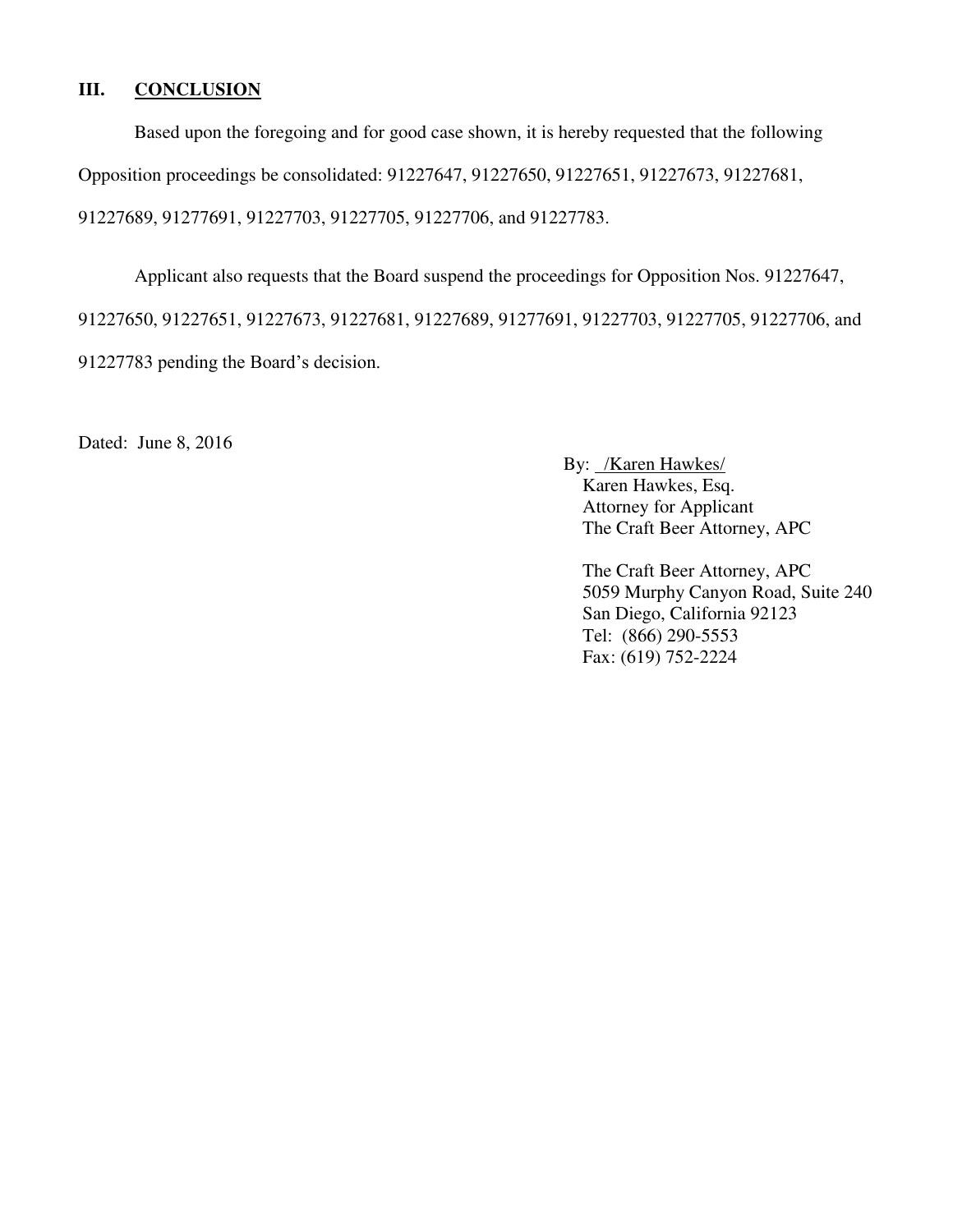## III. CONCLUSION

Based upon the foregoing and for good case shown, it is hereby requested that the following Opposition proceedings be consolidated: 91227647, 91227650, 91227651, 91227673, 91227681, 91227689, 91277691, 91227703, 91227705, 91227706, and 91227783.

Applicant also requests that the Board suspend the proceedings for Opposition Nos. 91227647, 91227650, 91227651, 91227673, 91227681, 91227689, 91277691, 91227703, 91227705, 91227706, and 91227783 pending the Board's decision.

Dated: June 8, 2016

By: /Karen Hawkes/
Karen Hawkes, Esq.
Attorney for Applicant
The Craft Beer Attorney, APC

The Craft Beer Attorney, APC
5059 Murphy Canyon Road, Suite 240
San Diego, California 92123
Tel: (866) 290-5553
Fax: (619) 752-2224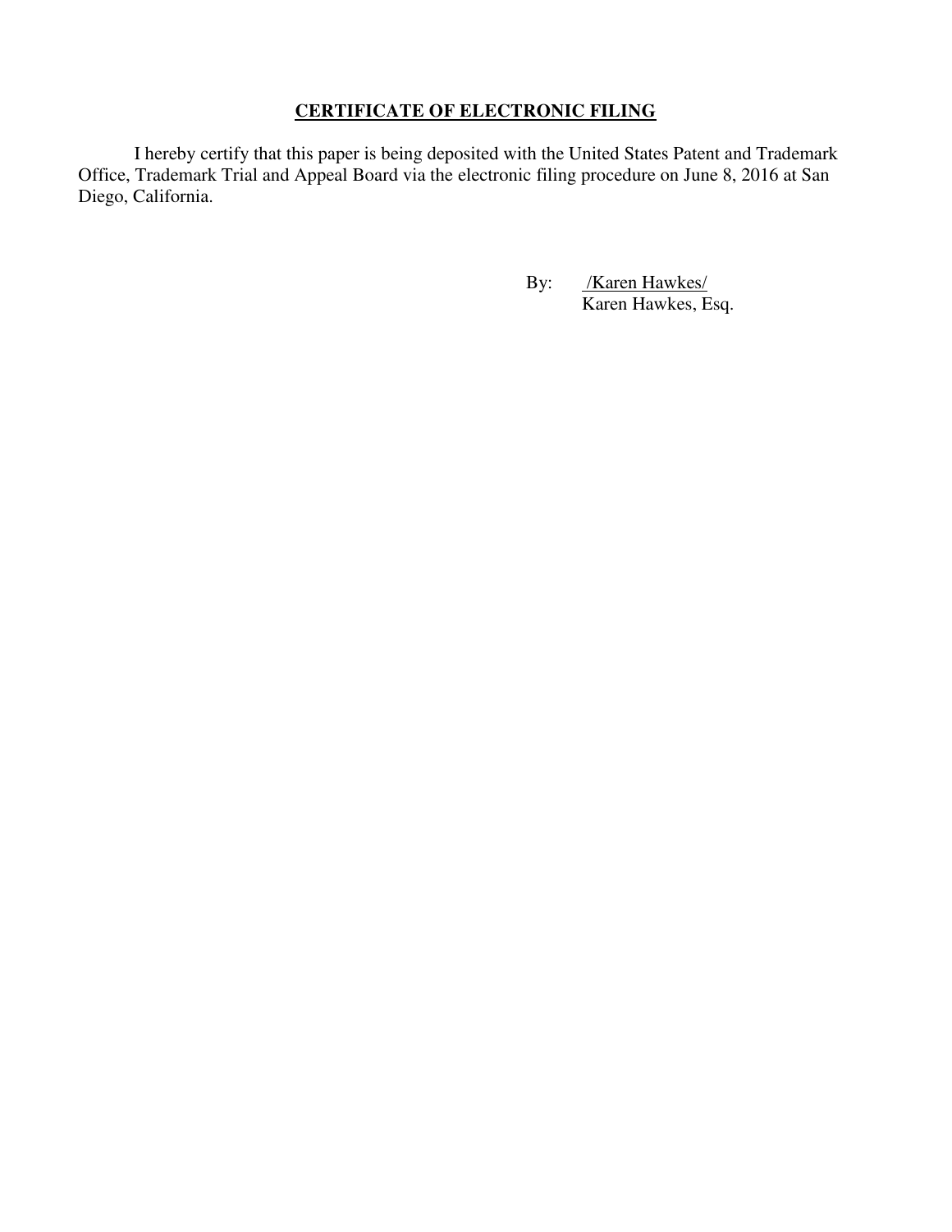**CERTIFICATE OF ELECTRONIC FILING**

I hereby certify that this paper is being deposited with the United States Patent and Trademark Office, Trademark Trial and Appeal Board via the electronic filing procedure on June 8, 2016 at San Diego, California.

By: /Karen Hawkes/
Karen Hawkes, Esq.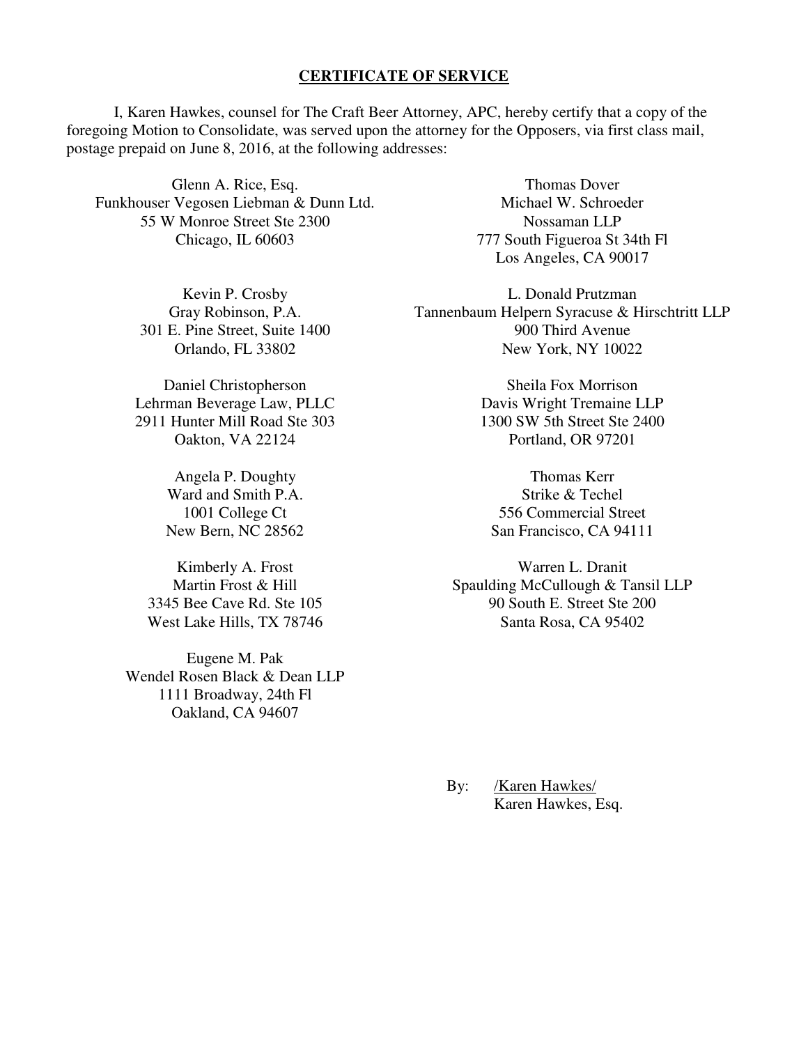## CERTIFICATE OF SERVICE

I, Karen Hawkes, counsel for The Craft Beer Attorney, APC, hereby certify that a copy of the foregoing Motion to Consolidate, was served upon the attorney for the Opposers, via first class mail, postage prepaid on June 8, 2016, at the following addresses:

Glenn A. Rice, Esq.
Funkhouser Vegosen Liebman & Dunn Ltd.
55 W Monroe Street Ste 2300
Chicago, IL 60603

Thomas Dover
Michael W. Schroeder
Nossaman LLP
777 South Figueroa St 34th Fl
Los Angeles, CA 90017

Kevin P. Crosby
Gray Robinson, P.A.
301 E. Pine Street, Suite 1400
Orlando, FL 33802

L. Donald Prutzman
Tannenbaum Helpern Syracuse & Hirschtritt LLP
900 Third Avenue
New York, NY 10022

Daniel Christopherson
Lehrman Beverage Law, PLLC
2911 Hunter Mill Road Ste 303
Oakton, VA 22124

Sheila Fox Morrison
Davis Wright Tremaine LLP
1300 SW 5th Street Ste 2400
Portland, OR 97201

Angela P. Doughty
Ward and Smith P.A.
1001 College Ct
New Bern, NC 28562

Thomas Kerr
Strike & Techel
556 Commercial Street
San Francisco, CA 94111

Kimberly A. Frost
Martin Frost & Hill
3345 Bee Cave Rd. Ste 105
West Lake Hills, TX 78746

Warren L. Dranit
Spaulding McCullough & Tansil LLP
90 South E. Street Ste 200
Santa Rosa, CA 95402

Eugene M. Pak
Wendel Rosen Black & Dean LLP
1111 Broadway, 24th Fl
Oakland, CA 94607

By: /Karen Hawkes/
Karen Hawkes, Esq.